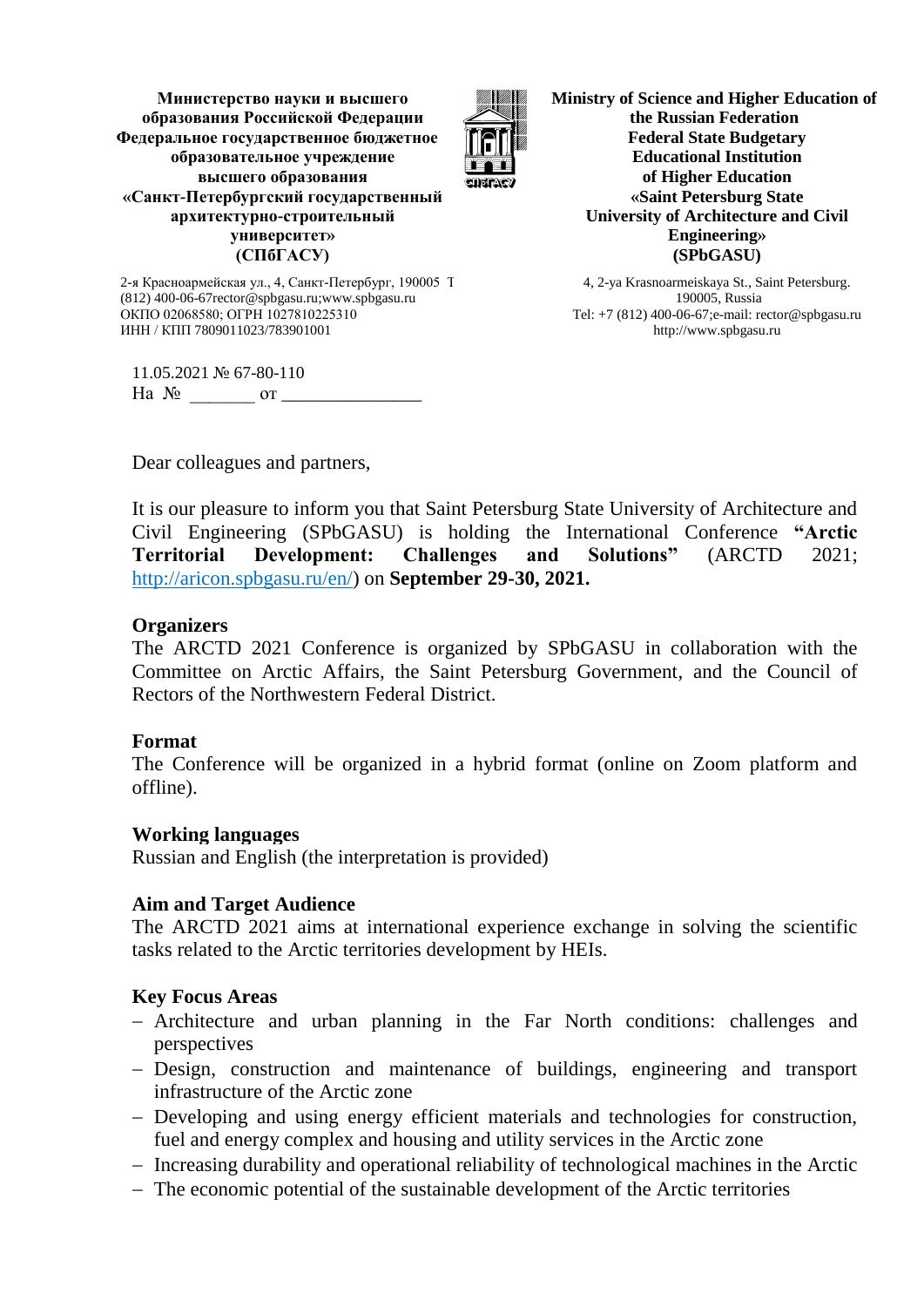**Министерство науки и высшего образования Российской Федерации**
**Федеральное государственное бюджетное образовательное учреждение высшего образования**
**«Санкт-Петербургский государственный архитектурно-строительный университет»**
**(СПбГАСУ)**

2-я Красноармейская ул., 4, Санкт-Петербург, 190005 Т (812) 400-06-67rector@spbgasu.ru;www.spbgasu.ru
ОКПО 02068580; ОГРН 1027810225310
ИНН / КПП 7809011023/783901001

**Ministry of Science and Higher Education of the Russian Federation**
**Federal State Budgetary Educational Institution of Higher Education**
**«Saint Petersburg State University of Architecture and Civil Engineering»**
**(SPbGASU)**

4, 2-ya Krasnoarmeiskaya St., Saint Petersburg. 190005, Russia
Tel: +7 (812) 400-06-67;e-mail: rector@spbgasu.ru
http://www.spbgasu.ru

11.05.2021 № 67-80-110
На № _______ от _______________

Dear colleagues and partners,

It is our pleasure to inform you that Saint Petersburg State University of Architecture and Civil Engineering (SPbGASU) is holding the International Conference **"Arctic Territorial Development: Challenges and Solutions"** (ARCTD 2021; http://aricon.spbgasu.ru/en/) on **September 29-30, 2021.**

### Organizers

The ARCTD 2021 Conference is organized by SPbGASU in collaboration with the Committee on Arctic Affairs, the Saint Petersburg Government, and the Council of Rectors of the Northwestern Federal District.

### Format

The Conference will be organized in a hybrid format (online on Zoom platform and offline).

### Working languages

Russian and English (the interpretation is provided)

### Aim and Target Audience

The ARCTD 2021 aims at international experience exchange in solving the scientific tasks related to the Arctic territories development by HEIs.

### Key Focus Areas

- Architecture and urban planning in the Far North conditions: challenges and perspectives
- Design, construction and maintenance of buildings, engineering and transport infrastructure of the Arctic zone
- Developing and using energy efficient materials and technologies for construction, fuel and energy complex and housing and utility services in the Arctic zone
- Increasing durability and operational reliability of technological machines in the Arctic
- The economic potential of the sustainable development of the Arctic territories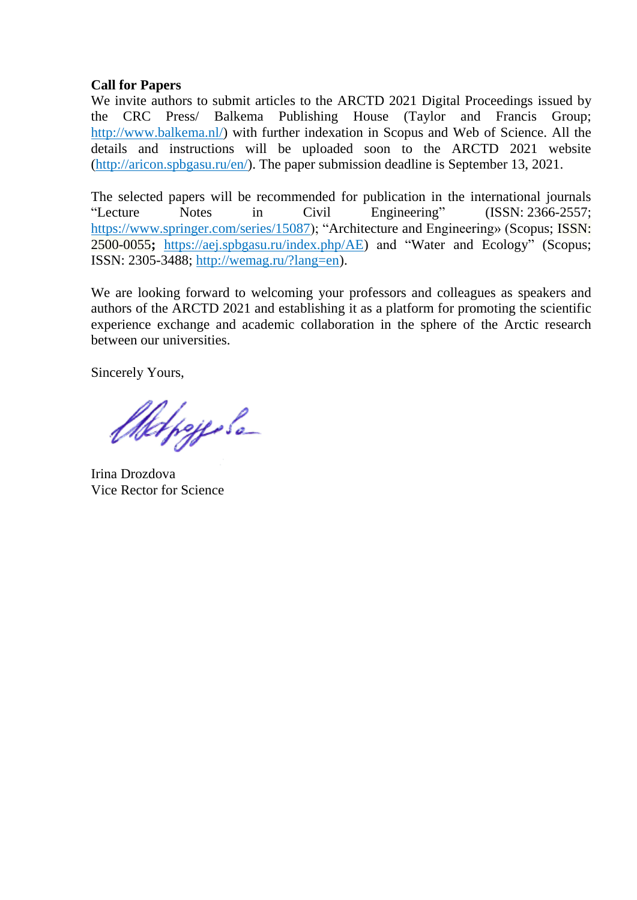**Call for Papers**

We invite authors to submit articles to the ARCTD 2021 Digital Proceedings issued by the CRC Press/ Balkema Publishing House (Taylor and Francis Group; http://www.balkema.nl/) with further indexation in Scopus and Web of Science. All the details and instructions will be uploaded soon to the ARCTD 2021 website (http://aricon.spbgasu.ru/en/). The paper submission deadline is September 13, 2021.

The selected papers will be recommended for publication in the international journals "Lecture Notes in Civil Engineering" (ISSN: 2366-2557; https://www.springer.com/series/15087); "Architecture and Engineering» (Scopus; ISSN: 2500-0055**;** https://aej.spbgasu.ru/index.php/AE) and "Water and Ecology" (Scopus; ISSN: 2305-3488; http://wemag.ru/?lang=en).

We are looking forward to welcoming your professors and colleagues as speakers and authors of the ARCTD 2021 and establishing it as a platform for promoting the scientific experience exchange and academic collaboration in the sphere of the Arctic research between our universities.

Sincerely Yours,

Irina Drozdova
Vice Rector for Science